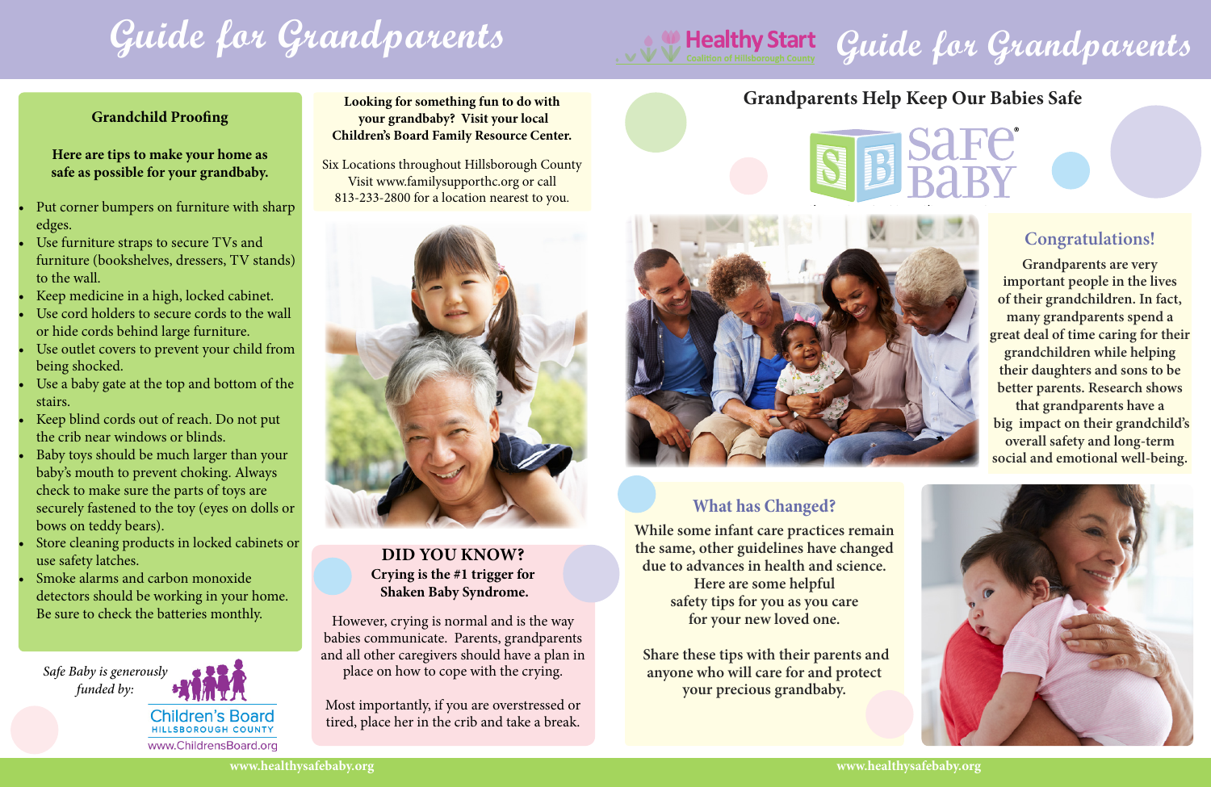# Guide for Grandparents

## Grandchild Proofing

**Here are tips to make your home as safe as possible for your grandbaby.**

- Put corner bumpers on furniture with sharp edges.
- Use furniture straps to secure TVs and furniture (bookshelves, dressers, TV stands) to the wall.
- Keep medicine in a high, locked cabinet.
- Use cord holders to secure cords to the wall or hide cords behind large furniture.
- Use outlet covers to prevent your child from being shocked.
- Use a baby gate at the top and bottom of the stairs.
- Keep blind cords out of reach. Do not put the crib near windows or blinds.
- Baby toys should be much larger than your baby's mouth to prevent choking. Always check to make sure the parts of toys are securely fastened to the toy (eyes on dolls or bows on teddy bears).
- Store cleaning products in locked cabinets or use safety latches.
- Smoke alarms and carbon monoxide detectors should be working in your home. Be sure to check the batteries monthly.

*Safe Baby is generously funded by:*

Children's Board
HILLSBOROUGH COUNTY
www.ChildrensBoard.org

**Looking for something fun to do with your grandbaby? Visit your local Children's Board Family Resource Center.**

Six Locations throughout Hillsborough County
Visit www.familysupporthc.org or call 813-233-2800 for a location nearest to you.

## DID YOU KNOW?

**Crying is the #1 trigger for Shaken Baby Syndrome.**

However, crying is normal and is the way babies communicate. Parents, grandparents and all other caregivers should have a plan in place on how to cope with the crying.

Most importantly, if you are overstressed or tired, place her in the crib and take a break.

www.healthysafebaby.org

Healthy Start
Coalition of Hillsborough County

# Guide for Grandparents

## Grandparents Help Keep Our Babies Safe

SB Safe Baby®

## Congratulations!

Grandparents are very important people in the lives of their grandchildren. In fact, many grandparents spend a great deal of time caring for their grandchildren while helping their daughters and sons to be better parents. Research shows that grandparents have a big impact on their grandchild's overall safety and long-term social and emotional well-being.

## What has Changed?

While some infant care practices remain the same, other guidelines have changed due to advances in health and science. Here are some helpful safety tips for you as you care for your new loved one.

Share these tips with their parents and anyone who will care for and protect your precious grandbaby.

www.healthysafebaby.org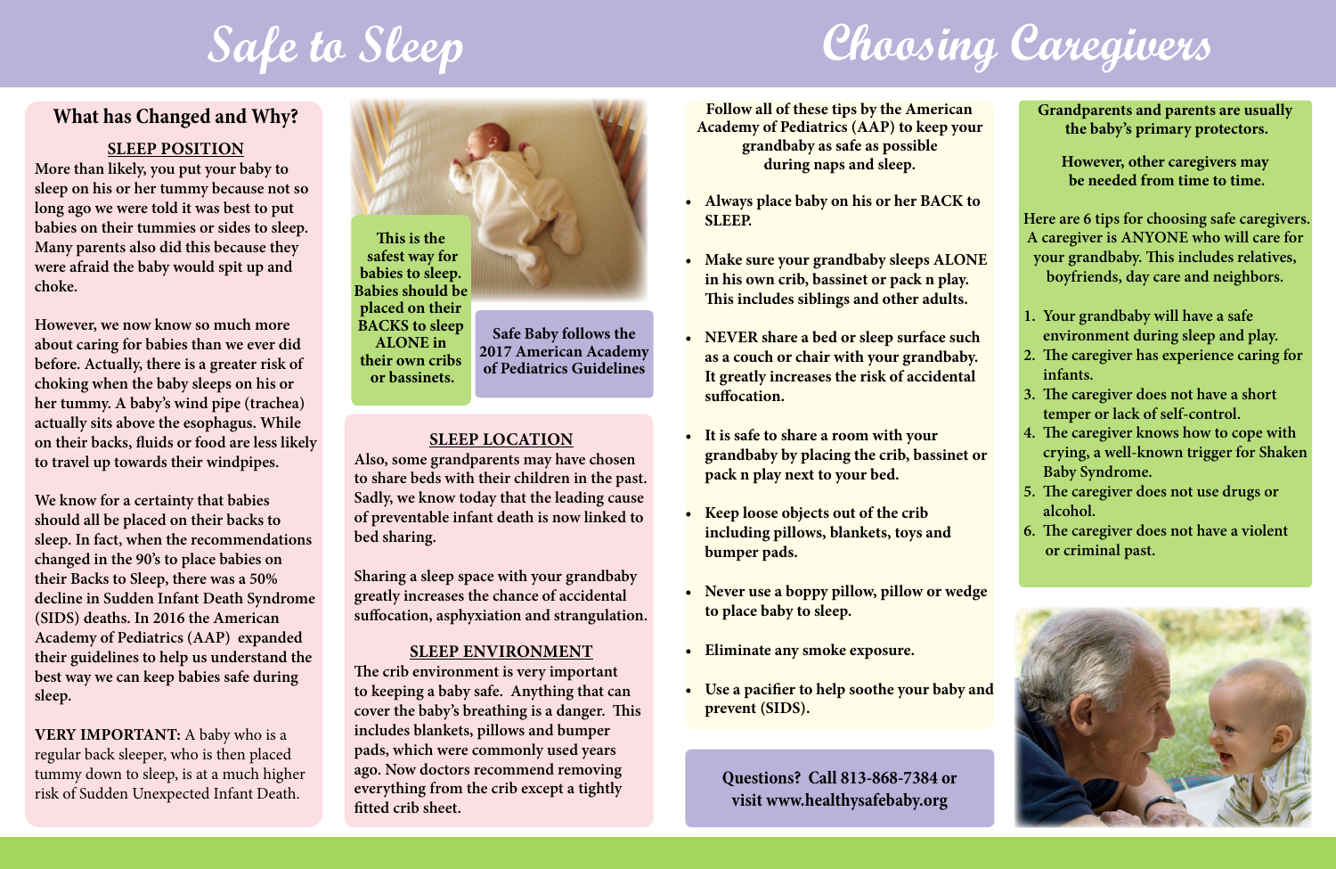# Safe to Sleep

## What has Changed and Why?

### SLEEP POSITION

More than likely, you put your baby to sleep on his or her tummy because not so long ago we were told it was best to put babies on their tummies or sides to sleep. Many parents also did this because they were afraid the baby would spit up and choke.

However, we now know so much more about caring for babies than we ever did before. Actually, there is a greater risk of choking when the baby sleeps on his or her tummy. A baby's wind pipe (trachea) actually sits above the esophagus. While on their backs, fluids or food are less likely to travel up towards their windpipes.

We know for a certainty that babies should all be placed on their backs to sleep. In fact, when the recommendations changed in the 90's to place babies on their Backs to Sleep, there was a 50% decline in Sudden Infant Death Syndrome (SIDS) deaths. In 2016 the American Academy of Pediatrics (AAP) expanded their guidelines to help us understand the best way we can keep babies safe during sleep.

**VERY IMPORTANT:** A baby who is a regular back sleeper, who is then placed tummy down to sleep, is at a much higher risk of Sudden Unexpected Infant Death.

**This is the safest way for babies to sleep. Babies should be placed on their BACKS to sleep ALONE in their own cribs or bassinets.**

**Safe Baby follows the 2017 American Academy of Pediatrics Guidelines**

### SLEEP LOCATION

Also, some grandparents may have chosen to share beds with their children in the past. Sadly, we know today that the leading cause of preventable infant death is now linked to bed sharing.

Sharing a sleep space with your grandbaby greatly increases the chance of accidental suffocation, asphyxiation and strangulation.

### SLEEP ENVIRONMENT

The crib environment is very important to keeping a baby safe. Anything that can cover the baby's breathing is a danger. This includes blankets, pillows and bumper pads, which were commonly used years ago. Now doctors recommend removing everything from the crib except a tightly fitted crib sheet.

# Choosing Caregivers

**Follow all of these tips by the American Academy of Pediatrics (AAP) to keep your grandbaby as safe as possible during naps and sleep.**

- **Always place baby on his or her BACK to SLEEP.**
- **Make sure your grandbaby sleeps ALONE in his own crib, bassinet or pack n play. This includes siblings and other adults.**
- **NEVER share a bed or sleep surface such as a couch or chair with your grandbaby. It greatly increases the risk of accidental suffocation.**
- **It is safe to share a room with your grandbaby by placing the crib, bassinet or pack n play next to your bed.**
- **Keep loose objects out of the crib including pillows, blankets, toys and bumper pads.**
- **Never use a boppy pillow, pillow or wedge to place baby to sleep.**
- **Eliminate any smoke exposure.**
- **Use a pacifier to help soothe your baby and prevent (SIDS).**

**Questions? Call 813-868-7384 or visit www.healthysafebaby.org**

**Grandparents and parents are usually the baby's primary protectors.**

**However, other caregivers may be needed from time to time.**

**Here are 6 tips for choosing safe caregivers. A caregiver is ANYONE who will care for your grandbaby. This includes relatives, boyfriends, day care and neighbors.**

1. **Your grandbaby will have a safe environment during sleep and play.**
2. **The caregiver has experience caring for infants.**
3. **The caregiver does not have a short temper or lack of self-control.**
4. **The caregiver knows how to cope with crying, a well-known trigger for Shaken Baby Syndrome.**
5. **The caregiver does not use drugs or alcohol.**
6. **The caregiver does not have a violent or criminal past.**